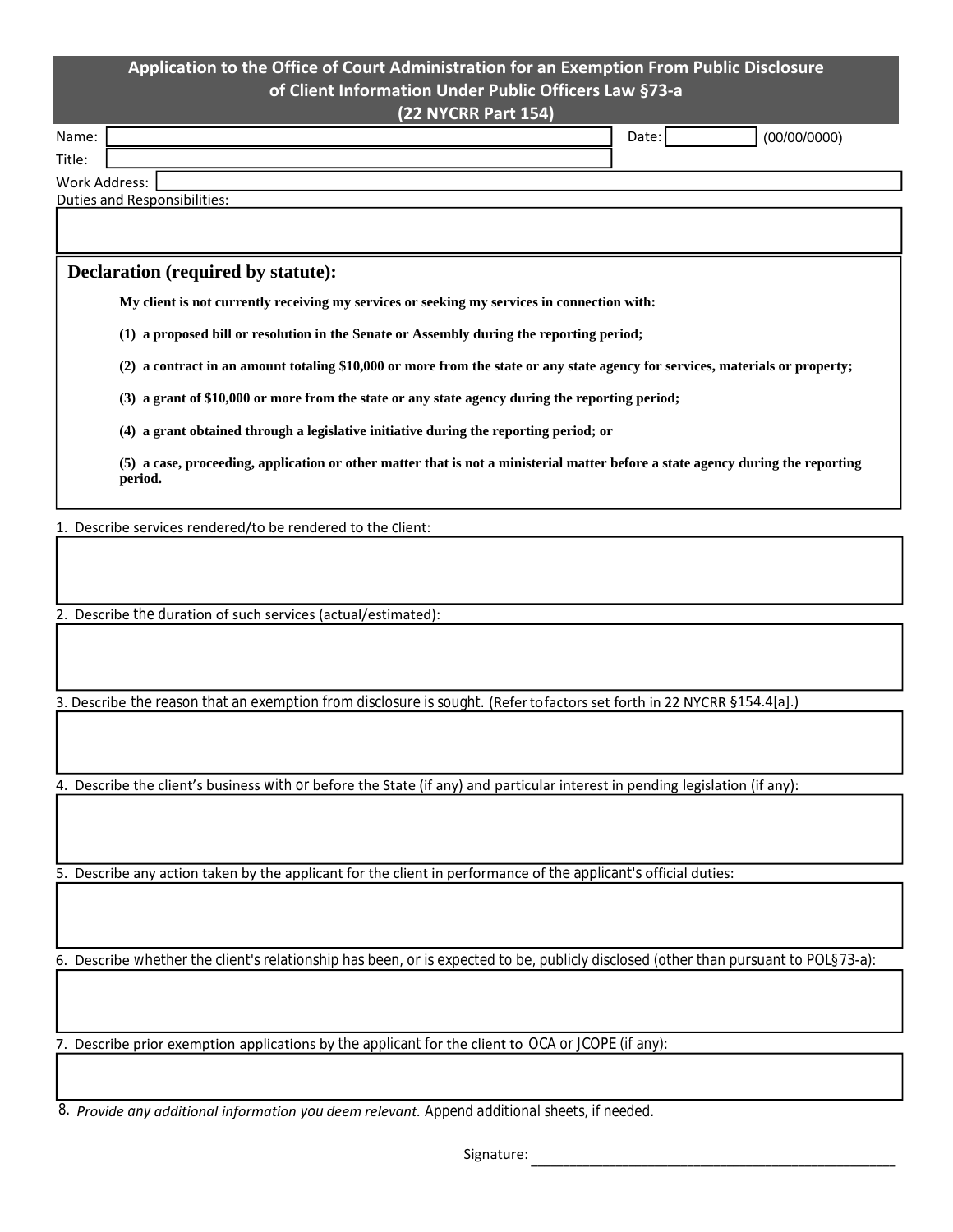# Application to the Office of Court Administration for an Exemption From Public Disclosure of Client Information Under Public Officers Law §73-a (22 NYCRR Part 154)

Name: ______________________ Date: __________ (00/00/0000)

Title: ______________________

Work Address: ______________________

Duties and Responsibilities:

______________________

## Declaration (required by statute):

**My client is not currently receiving my services or seeking my services in connection with:**

**(1) a proposed bill or resolution in the Senate or Assembly during the reporting period;**

**(2) a contract in an amount totaling $10,000 or more from the state or any state agency for services, materials or property;**

**(3) a grant of $10,000 or more from the state or any state agency during the reporting period;**

**(4) a grant obtained through a legislative initiative during the reporting period; or**

**(5) a case, proceeding, application or other matter that is not a ministerial matter before a state agency during the reporting period.**

1. Describe services rendered/to be rendered to the client:

______________________

2. Describe the duration of such services (actual/estimated):

______________________

3. Describe the reason that an exemption from disclosure is sought. (Refer to factors set forth in 22 NYCRR §154.4[a].)

______________________

4. Describe the client's business with or before the State (if any) and particular interest in pending legislation (if any):

______________________

5. Describe any action taken by the applicant for the client in performance of the applicant's official duties:

______________________

6. Describe whether the client's relationship has been, or is expected to be, publicly disclosed (other than pursuant to POL§73-a):

______________________

7. Describe prior exemption applications by the applicant for the client to OCA or JCOPE (if any):

______________________

8. *Provide any additional information you deem relevant.* Append additional sheets, if needed.

Signature: ______________________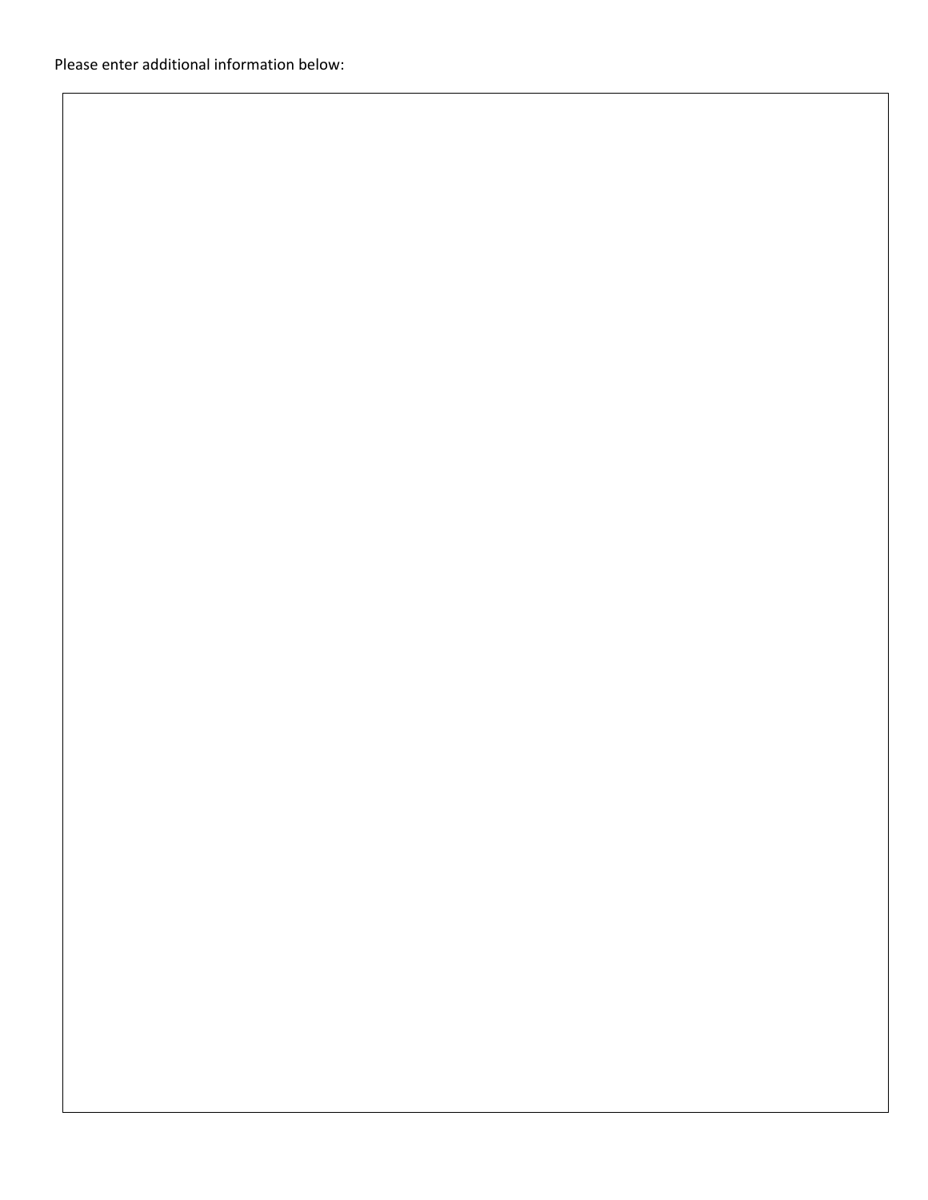Please enter additional information below: